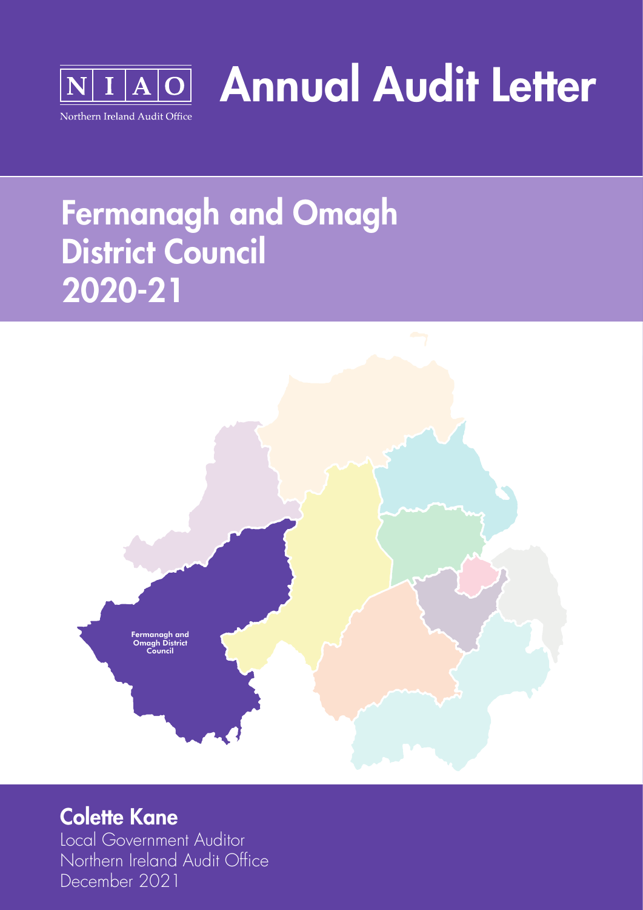NIAO

Northern Ireland Audit Office

# Annual Audit Letter

## Fermanagh and Omagh District Council 2020-21

Fermanagh and Omagh District Council

### Colette Kane

Local Government Auditor

Northern Ireland Audit Office

December 2021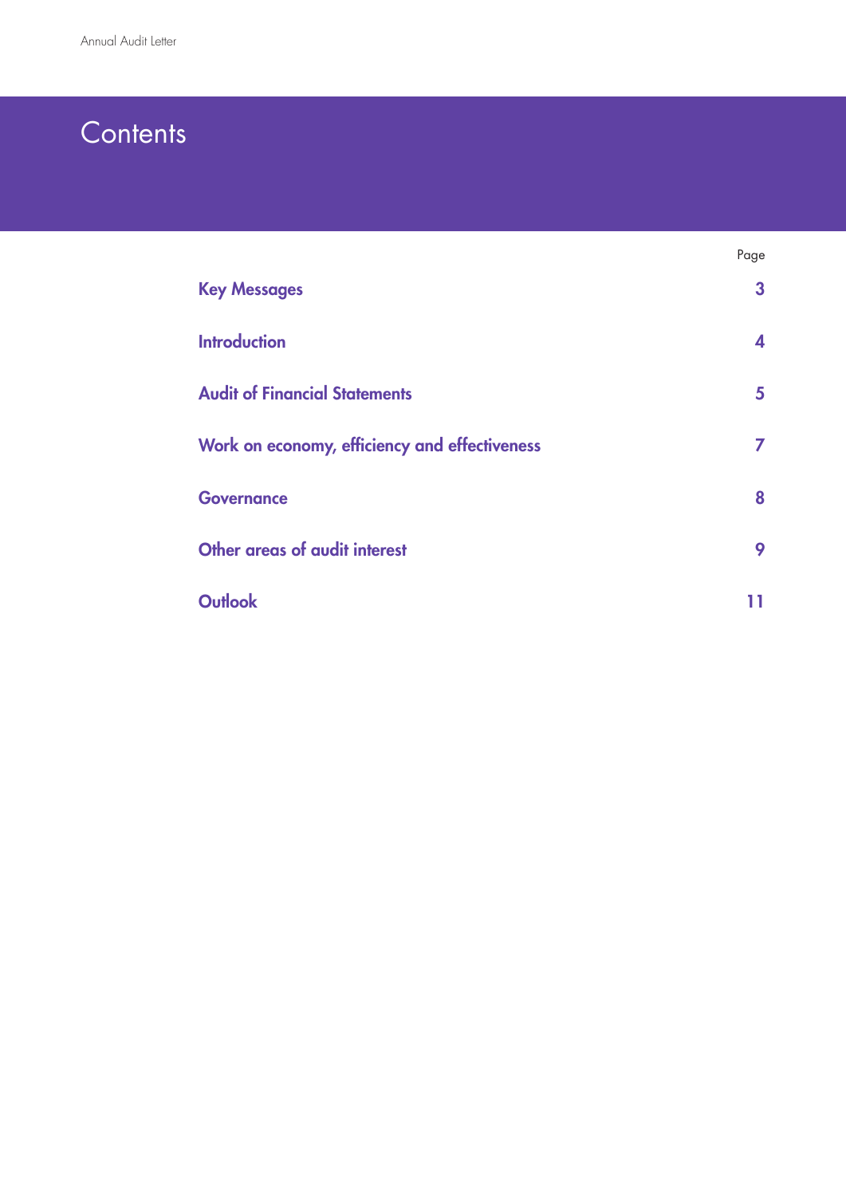# Contents

| | Page |
|---|---|
| **Key Messages** | **3** |
| **Introduction** | **4** |
| **Audit of Financial Statements** | **5** |
| **Work on economy, efficiency and effectiveness** | **7** |
| **Governance** | **8** |
| **Other areas of audit interest** | **9** |
| **Outlook** | **11** |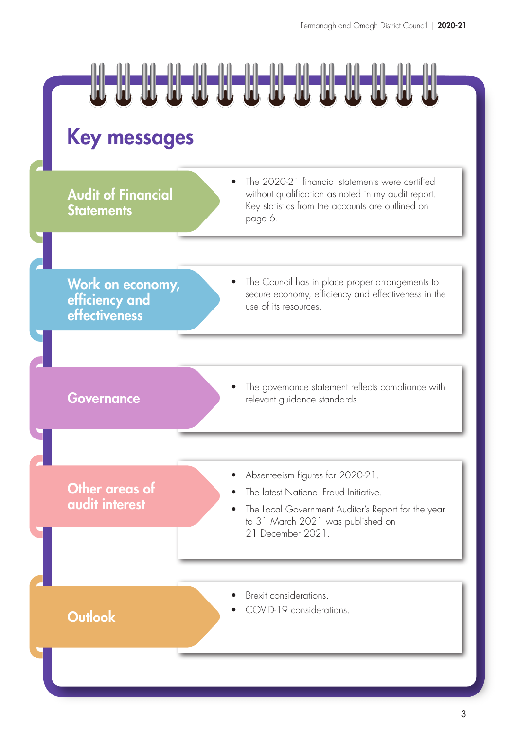# Key messages

## Audit of Financial Statements

- The 2020-21 financial statements were certified without qualification as noted in my audit report. Key statistics from the accounts are outlined on page 6.

## Work on economy, efficiency and effectiveness

- The Council has in place proper arrangements to secure economy, efficiency and effectiveness in the use of its resources.

## Governance

- The governance statement reflects compliance with relevant guidance standards.

## Other areas of audit interest

- Absenteeism figures for 2020-21.
- The latest National Fraud Initiative.
- The Local Government Auditor's Report for the year to 31 March 2021 was published on 21 December 2021.

## Outlook

- Brexit considerations.
- COVID-19 considerations.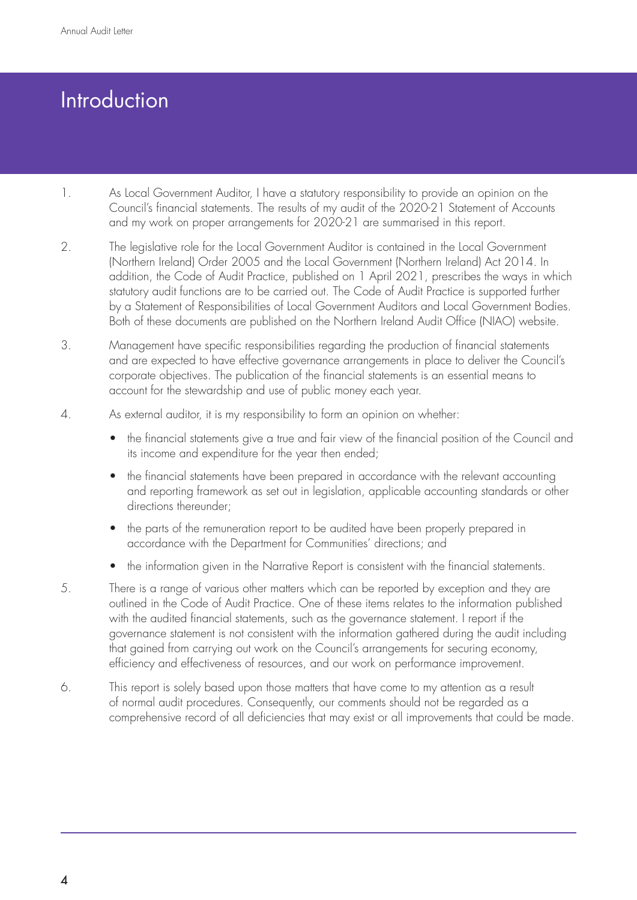# Introduction

1. As Local Government Auditor, I have a statutory responsibility to provide an opinion on the Council's financial statements. The results of my audit of the 2020-21 Statement of Accounts and my work on proper arrangements for 2020-21 are summarised in this report.

2. The legislative role for the Local Government Auditor is contained in the Local Government (Northern Ireland) Order 2005 and the Local Government (Northern Ireland) Act 2014. In addition, the Code of Audit Practice, published on 1 April 2021, prescribes the ways in which statutory audit functions are to be carried out. The Code of Audit Practice is supported further by a Statement of Responsibilities of Local Government Auditors and Local Government Bodies. Both of these documents are published on the Northern Ireland Audit Office (NIAO) website.

3. Management have specific responsibilities regarding the production of financial statements and are expected to have effective governance arrangements in place to deliver the Council's corporate objectives. The publication of the financial statements is an essential means to account for the stewardship and use of public money each year.

4. As external auditor, it is my responsibility to form an opinion on whether:

   - the financial statements give a true and fair view of the financial position of the Council and its income and expenditure for the year then ended;
   - the financial statements have been prepared in accordance with the relevant accounting and reporting framework as set out in legislation, applicable accounting standards or other directions thereunder;
   - the parts of the remuneration report to be audited have been properly prepared in accordance with the Department for Communities' directions; and
   - the information given in the Narrative Report is consistent with the financial statements.

5. There is a range of various other matters which can be reported by exception and they are outlined in the Code of Audit Practice. One of these items relates to the information published with the audited financial statements, such as the governance statement. I report if the governance statement is not consistent with the information gathered during the audit including that gained from carrying out work on the Council's arrangements for securing economy, efficiency and effectiveness of resources, and our work on performance improvement.

6. This report is solely based upon those matters that have come to my attention as a result of normal audit procedures. Consequently, our comments should not be regarded as a comprehensive record of all deficiencies that may exist or all improvements that could be made.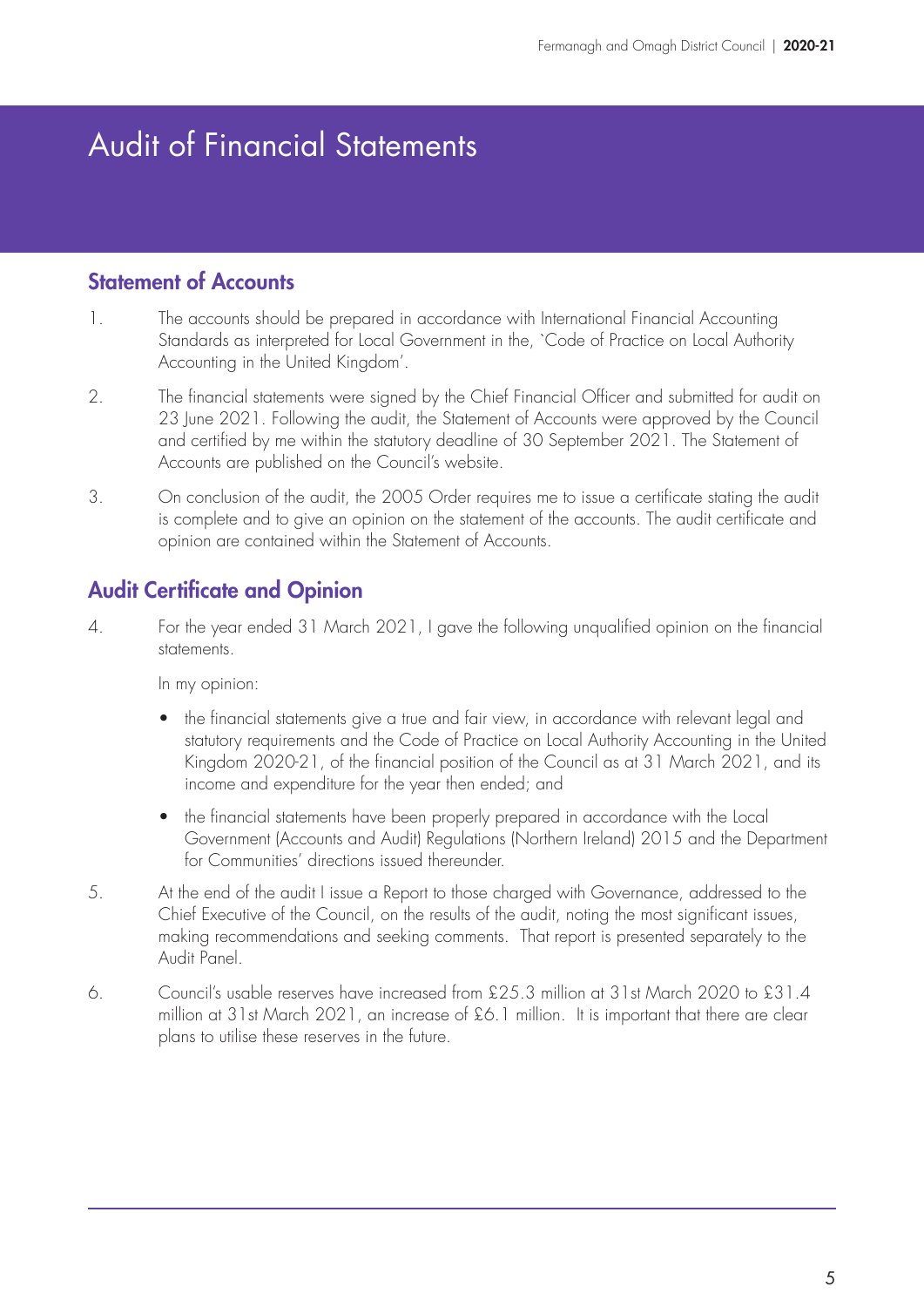# Audit of Financial Statements

## Statement of Accounts

1. The accounts should be prepared in accordance with International Financial Accounting Standards as interpreted for Local Government in the, `Code of Practice on Local Authority Accounting in the United Kingdom'.

2. The financial statements were signed by the Chief Financial Officer and submitted for audit on 23 June 2021. Following the audit, the Statement of Accounts were approved by the Council and certified by me within the statutory deadline of 30 September 2021. The Statement of Accounts are published on the Council's website.

3. On conclusion of the audit, the 2005 Order requires me to issue a certificate stating the audit is complete and to give an opinion on the statement of the accounts. The audit certificate and opinion are contained within the Statement of Accounts.

## Audit Certificate and Opinion

4. For the year ended 31 March 2021, I gave the following unqualified opinion on the financial statements.

   In my opinion:

   - the financial statements give a true and fair view, in accordance with relevant legal and statutory requirements and the Code of Practice on Local Authority Accounting in the United Kingdom 2020-21, of the financial position of the Council as at 31 March 2021, and its income and expenditure for the year then ended; and
   - the financial statements have been properly prepared in accordance with the Local Government (Accounts and Audit) Regulations (Northern Ireland) 2015 and the Department for Communities' directions issued thereunder.

5. At the end of the audit I issue a Report to those charged with Governance, addressed to the Chief Executive of the Council, on the results of the audit, noting the most significant issues, making recommendations and seeking comments. That report is presented separately to the Audit Panel.

6. Council's usable reserves have increased from £25.3 million at 31st March 2020 to £31.4 million at 31st March 2021, an increase of £6.1 million. It is important that there are clear plans to utilise these reserves in the future.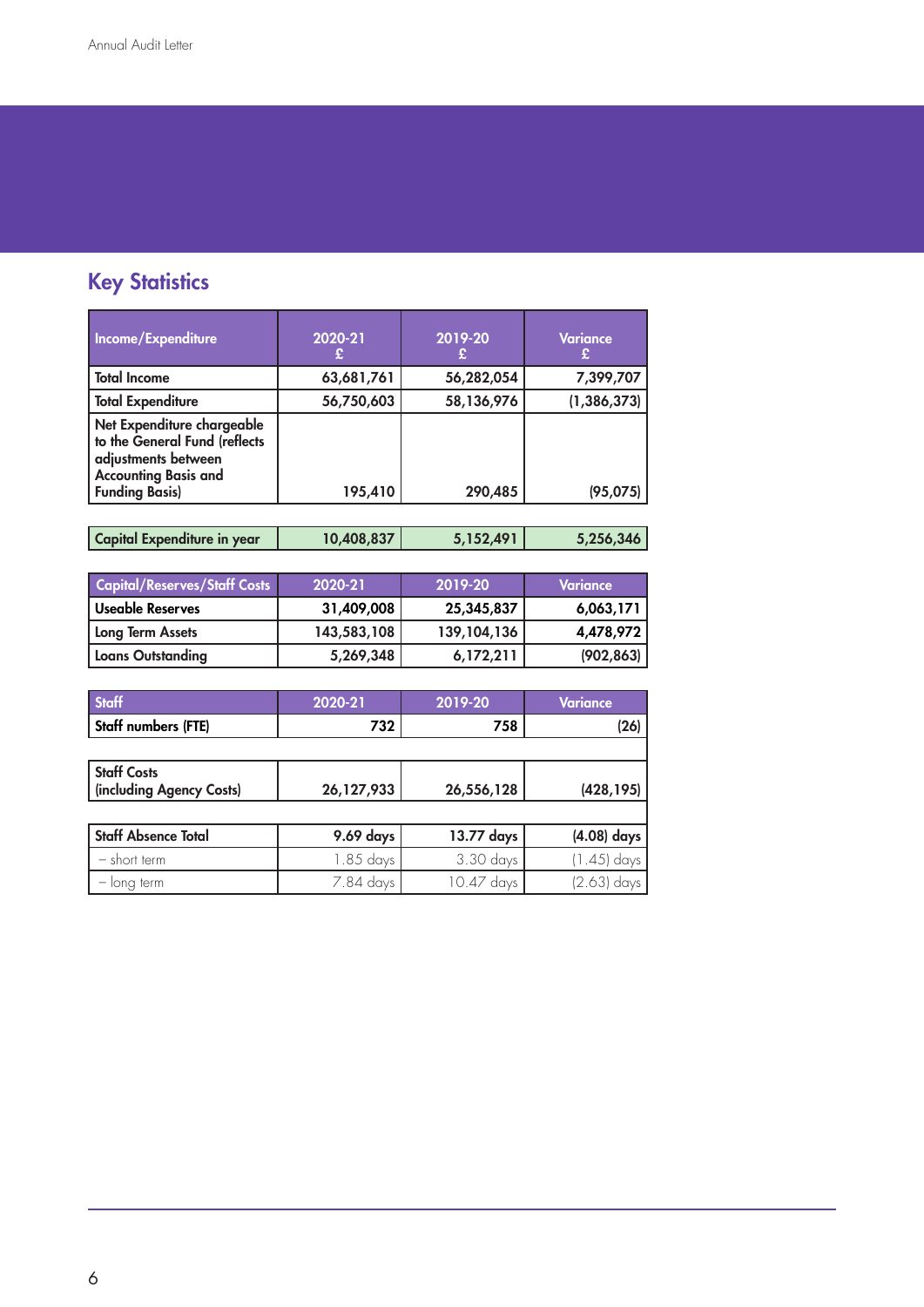## Key Statistics

| Income/Expenditure | 2020-21 £ | 2019-20 £ | Variance £ |
|---|---|---|---|
| Total Income | 63,681,761 | 56,282,054 | 7,399,707 |
| Total Expenditure | 56,750,603 | 58,136,976 | (1,386,373) |
| Net Expenditure chargeable to the General Fund (reflects adjustments between Accounting Basis and Funding Basis) | 195,410 | 290,485 | (95,075) |

| | | | |
|---|---|---|---|
| Capital Expenditure in year | 10,408,837 | 5,152,491 | 5,256,346 |

| Capital/Reserves/Staff Costs | 2020-21 | 2019-20 | Variance |
|---|---|---|---|
| Useable Reserves | 31,409,008 | 25,345,837 | 6,063,171 |
| Long Term Assets | 143,583,108 | 139,104,136 | 4,478,972 |
| Loans Outstanding | 5,269,348 | 6,172,211 | (902,863) |

| Staff | 2020-21 | 2019-20 | Variance |
|---|---|---|---|
| Staff numbers (FTE) | 732 | 758 | (26) |
| | | | |
| Staff Costs (including Agency Costs) | 26,127,933 | 26,556,128 | (428,195) |
| | | | |
| Staff Absence Total | 9.69 days | 13.77 days | (4.08) days |
| – short term | 1.85 days | 3.30 days | (1.45) days |
| – long term | 7.84 days | 10.47 days | (2.63) days |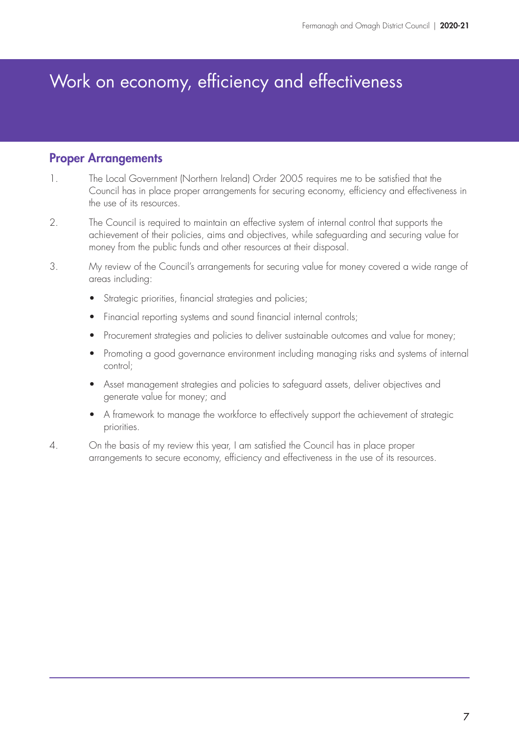# Work on economy, efficiency and effectiveness

## Proper Arrangements

1. The Local Government (Northern Ireland) Order 2005 requires me to be satisfied that the Council has in place proper arrangements for securing economy, efficiency and effectiveness in the use of its resources.

2. The Council is required to maintain an effective system of internal control that supports the achievement of their policies, aims and objectives, while safeguarding and securing value for money from the public funds and other resources at their disposal.

3. My review of the Council's arrangements for securing value for money covered a wide range of areas including:

   - Strategic priorities, financial strategies and policies;
   - Financial reporting systems and sound financial internal controls;
   - Procurement strategies and policies to deliver sustainable outcomes and value for money;
   - Promoting a good governance environment including managing risks and systems of internal control;
   - Asset management strategies and policies to safeguard assets, deliver objectives and generate value for money; and
   - A framework to manage the workforce to effectively support the achievement of strategic priorities.

4. On the basis of my review this year, I am satisfied the Council has in place proper arrangements to secure economy, efficiency and effectiveness in the use of its resources.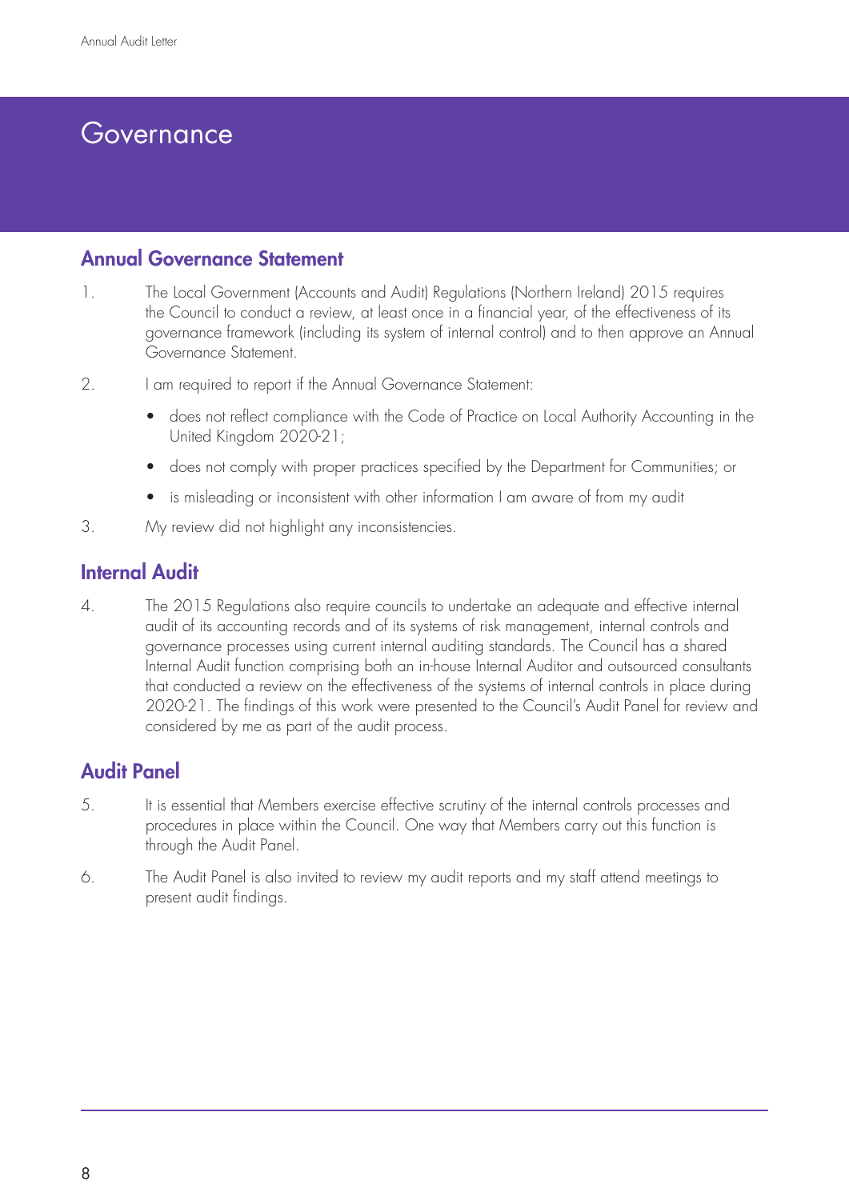# Governance

## Annual Governance Statement

1. The Local Government (Accounts and Audit) Regulations (Northern Ireland) 2015 requires the Council to conduct a review, at least once in a financial year, of the effectiveness of its governance framework (including its system of internal control) and to then approve an Annual Governance Statement.

2. I am required to report if the Annual Governance Statement:

   - does not reflect compliance with the Code of Practice on Local Authority Accounting in the United Kingdom 2020-21;
   - does not comply with proper practices specified by the Department for Communities; or
   - is misleading or inconsistent with other information I am aware of from my audit

3. My review did not highlight any inconsistencies.

## Internal Audit

4. The 2015 Regulations also require councils to undertake an adequate and effective internal audit of its accounting records and of its systems of risk management, internal controls and governance processes using current internal auditing standards. The Council has a shared Internal Audit function comprising both an in-house Internal Auditor and outsourced consultants that conducted a review on the effectiveness of the systems of internal controls in place during 2020-21. The findings of this work were presented to the Council's Audit Panel for review and considered by me as part of the audit process.

## Audit Panel

5. It is essential that Members exercise effective scrutiny of the internal controls processes and procedures in place within the Council. One way that Members carry out this function is through the Audit Panel.

6. The Audit Panel is also invited to review my audit reports and my staff attend meetings to present audit findings.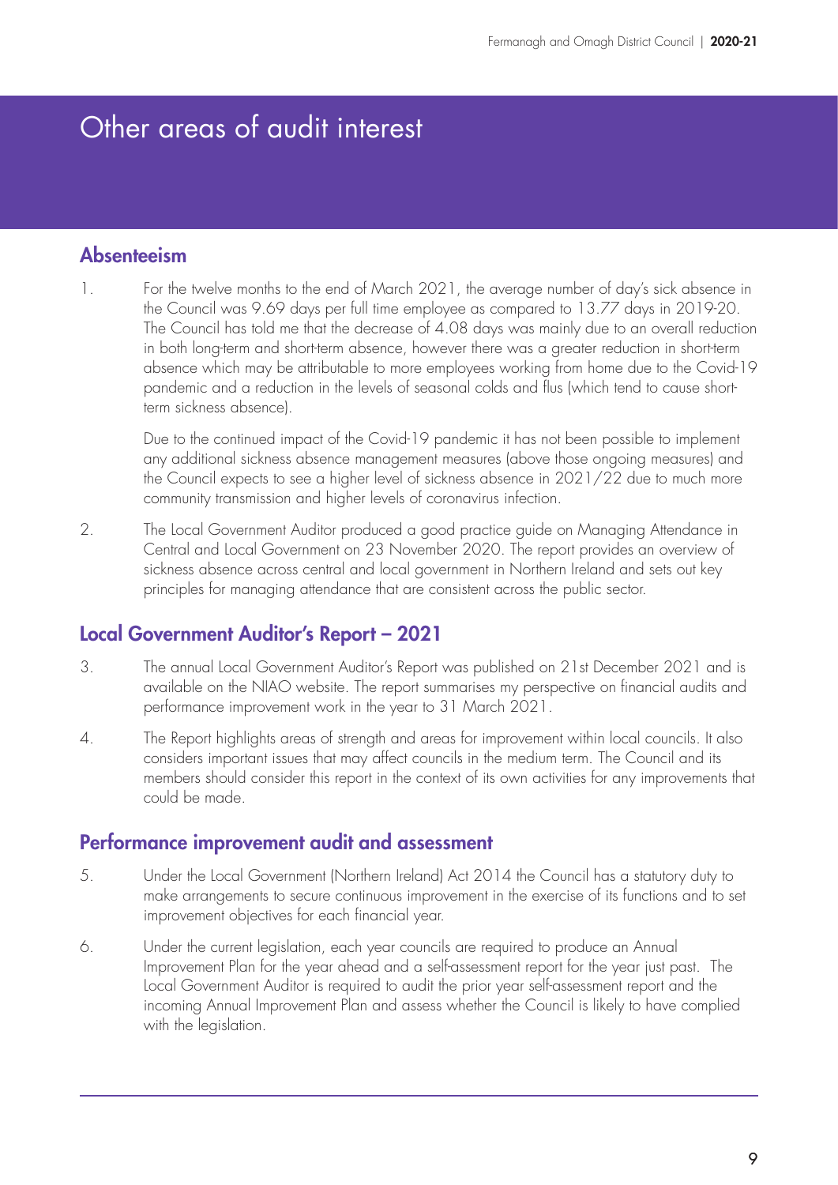# Other areas of audit interest

## Absenteeism

1. For the twelve months to the end of March 2021, the average number of day's sick absence in the Council was 9.69 days per full time employee as compared to 13.77 days in 2019-20. The Council has told me that the decrease of 4.08 days was mainly due to an overall reduction in both long-term and short-term absence, however there was a greater reduction in short-term absence which may be attributable to more employees working from home due to the Covid-19 pandemic and a reduction in the levels of seasonal colds and flus (which tend to cause short-term sickness absence).

   Due to the continued impact of the Covid-19 pandemic it has not been possible to implement any additional sickness absence management measures (above those ongoing measures) and the Council expects to see a higher level of sickness absence in 2021/22 due to much more community transmission and higher levels of coronavirus infection.

2. The Local Government Auditor produced a good practice guide on Managing Attendance in Central and Local Government on 23 November 2020. The report provides an overview of sickness absence across central and local government in Northern Ireland and sets out key principles for managing attendance that are consistent across the public sector.

## Local Government Auditor's Report – 2021

3. The annual Local Government Auditor's Report was published on 21st December 2021 and is available on the NIAO website. The report summarises my perspective on financial audits and performance improvement work in the year to 31 March 2021.

4. The Report highlights areas of strength and areas for improvement within local councils. It also considers important issues that may affect councils in the medium term. The Council and its members should consider this report in the context of its own activities for any improvements that could be made.

## Performance improvement audit and assessment

5. Under the Local Government (Northern Ireland) Act 2014 the Council has a statutory duty to make arrangements to secure continuous improvement in the exercise of its functions and to set improvement objectives for each financial year.

6. Under the current legislation, each year councils are required to produce an Annual Improvement Plan for the year ahead and a self-assessment report for the year just past. The Local Government Auditor is required to audit the prior year self-assessment report and the incoming Annual Improvement Plan and assess whether the Council is likely to have complied with the legislation.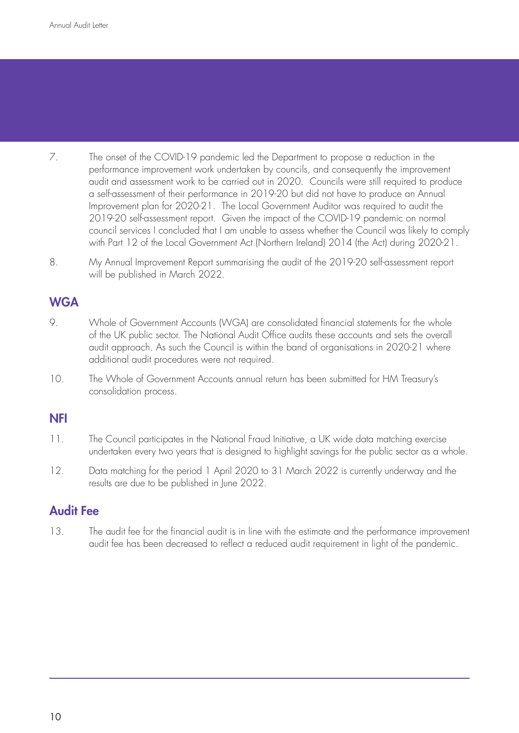7. The onset of the COVID-19 pandemic led the Department to propose a reduction in the performance improvement work undertaken by councils, and consequently the improvement audit and assessment work to be carried out in 2020. Councils were still required to produce a self-assessment of their performance in 2019-20 but did not have to produce an Annual Improvement plan for 2020-21. The Local Government Auditor was required to audit the 2019-20 self-assessment report. Given the impact of the COVID-19 pandemic on normal council services I concluded that I am unable to assess whether the Council was likely to comply with Part 12 of the Local Government Act (Northern Ireland) 2014 (the Act) during 2020-21.

8. My Annual Improvement Report summarising the audit of the 2019-20 self-assessment report will be published in March 2022.

## WGA

9. Whole of Government Accounts (WGA) are consolidated financial statements for the whole of the UK public sector. The National Audit Office audits these accounts and sets the overall audit approach. As such the Council is within the band of organisations in 2020-21 where additional audit procedures were not required.

10. The Whole of Government Accounts annual return has been submitted for HM Treasury's consolidation process.

## NFI

11. The Council participates in the National Fraud Initiative, a UK wide data matching exercise undertaken every two years that is designed to highlight savings for the public sector as a whole.

12. Data matching for the period 1 April 2020 to 31 March 2022 is currently underway and the results are due to be published in June 2022.

## Audit Fee

13. The audit fee for the financial audit is in line with the estimate and the performance improvement audit fee has been decreased to reflect a reduced audit requirement in light of the pandemic.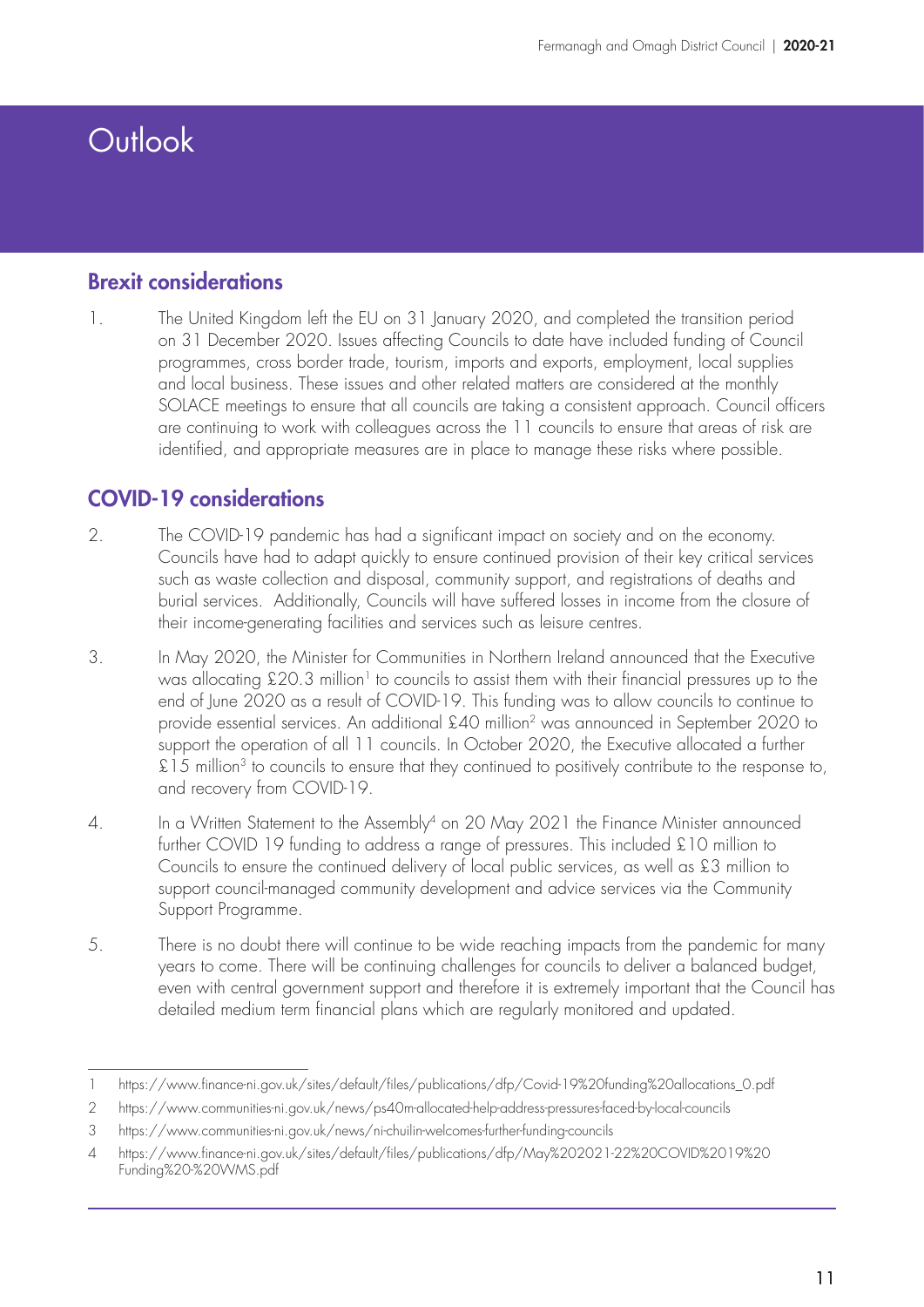# Outlook

## Brexit considerations

1. The United Kingdom left the EU on 31 January 2020, and completed the transition period on 31 December 2020. Issues affecting Councils to date have included funding of Council programmes, cross border trade, tourism, imports and exports, employment, local supplies and local business. These issues and other related matters are considered at the monthly SOLACE meetings to ensure that all councils are taking a consistent approach. Council officers are continuing to work with colleagues across the 11 councils to ensure that areas of risk are identified, and appropriate measures are in place to manage these risks where possible.

## COVID-19 considerations

2. The COVID-19 pandemic has had a significant impact on society and on the economy. Councils have had to adapt quickly to ensure continued provision of their key critical services such as waste collection and disposal, community support, and registrations of deaths and burial services. Additionally, Councils will have suffered losses in income from the closure of their income-generating facilities and services such as leisure centres.

3. In May 2020, the Minister for Communities in Northern Ireland announced that the Executive was allocating £20.3 million[1] to councils to assist them with their financial pressures up to the end of June 2020 as a result of COVID-19. This funding was to allow councils to continue to provide essential services. An additional £40 million[2] was announced in September 2020 to support the operation of all 11 councils. In October 2020, the Executive allocated a further £15 million[3] to councils to ensure that they continued to positively contribute to the response to, and recovery from COVID-19.

4. In a Written Statement to the Assembly[4] on 20 May 2021 the Finance Minister announced further COVID 19 funding to address a range of pressures. This included £10 million to Councils to ensure the continued delivery of local public services, as well as £3 million to support council-managed community development and advice services via the Community Support Programme.

5. There is no doubt there will continue to be wide reaching impacts from the pandemic for many years to come. There will be continuing challenges for councils to deliver a balanced budget, even with central government support and therefore it is extremely important that the Council has detailed medium term financial plans which are regularly monitored and updated.

---

1 https://www.finance-ni.gov.uk/sites/default/files/publications/dfp/Covid-19%20funding%20allocations_0.pdf

2 https://www.communities-ni.gov.uk/news/ps40m-allocated-help-address-pressures-faced-by-local-councils

3 https://www.communities-ni.gov.uk/news/ni-chuilin-welcomes-further-funding-councils

4 https://www.finance-ni.gov.uk/sites/default/files/publications/dfp/May%202021-22%20COVID%2019%20Funding%20-%20WMS.pdf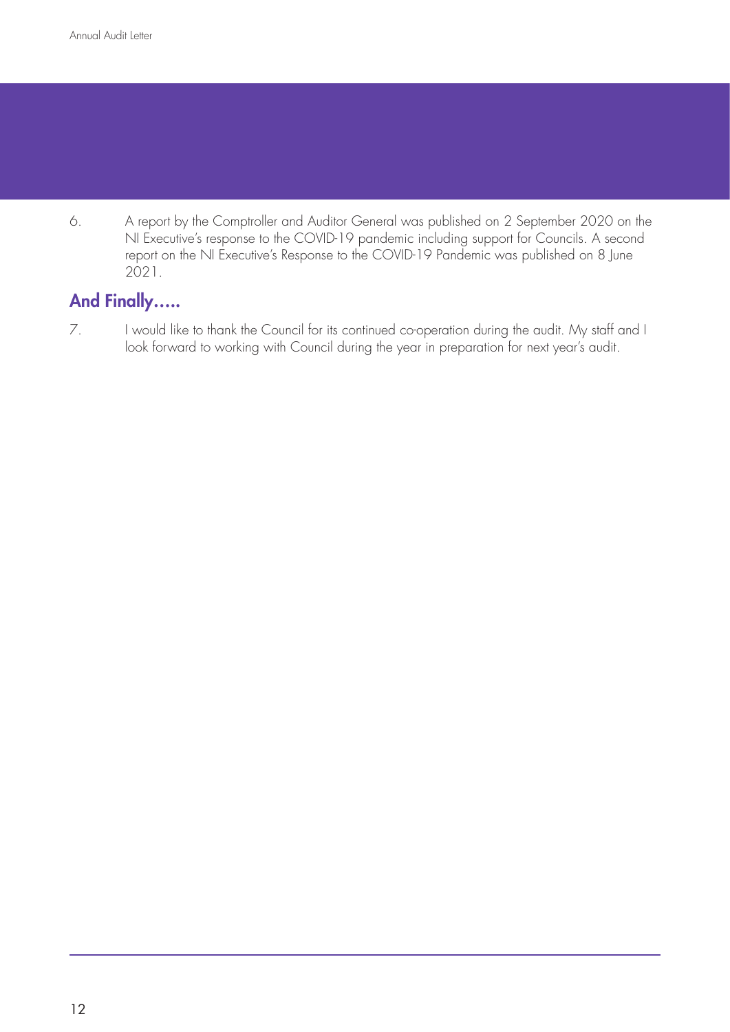6. A report by the Comptroller and Auditor General was published on 2 September 2020 on the NI Executive's response to the COVID-19 pandemic including support for Councils. A second report on the NI Executive's Response to the COVID-19 Pandemic was published on 8 June 2021.

## And Finally.....

7. I would like to thank the Council for its continued co-operation during the audit. My staff and I look forward to working with Council during the year in preparation for next year's audit.